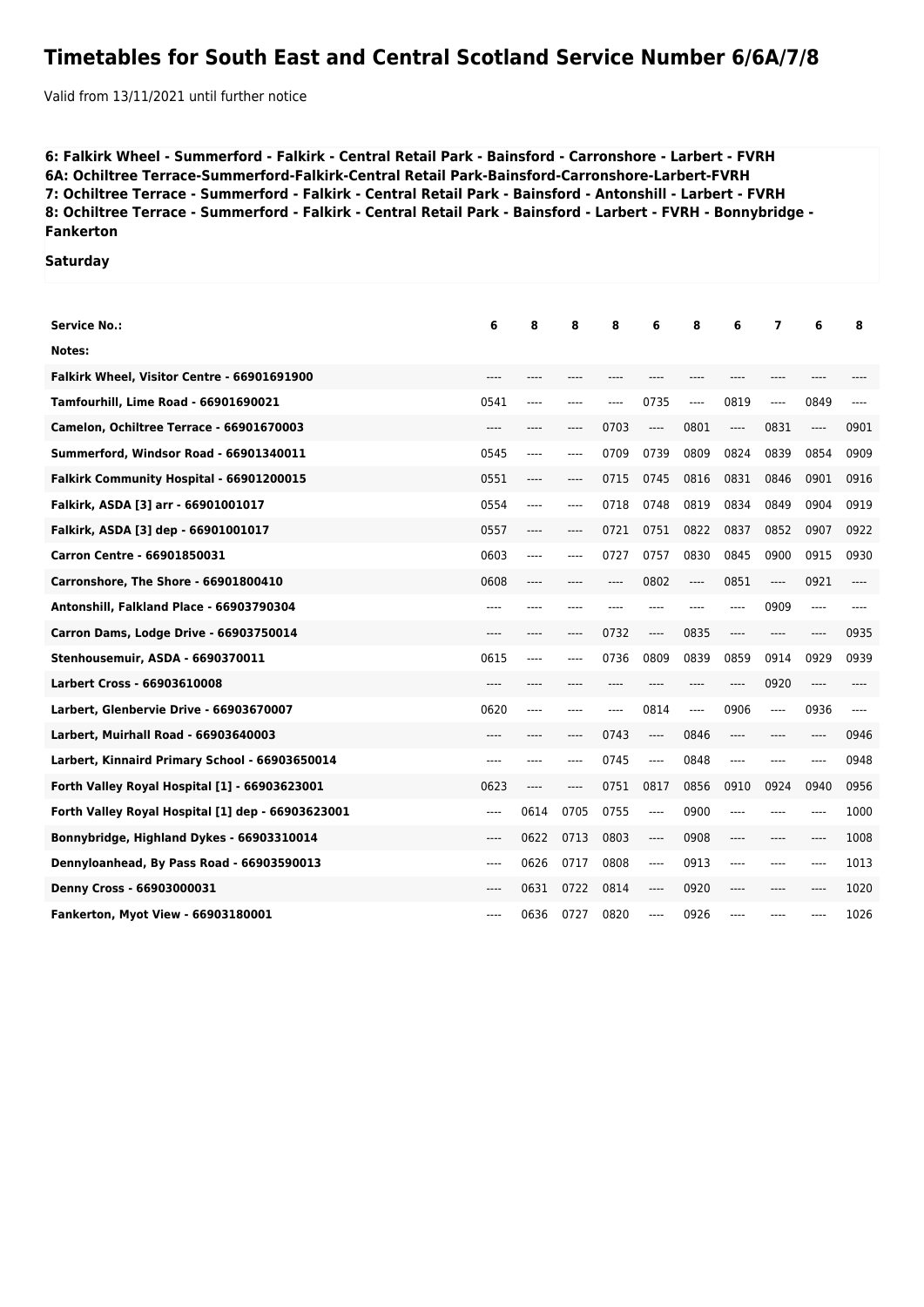# Timetables for South East and Central Scotland Service Number 6/6A/7/8

Valid from 13/11/2021 until further notice

**6: Falkirk Wheel - Summerford - Falkirk - Central Retail Park - Bainsford - Carronshore - Larbert - FVRH**
**6A: Ochiltree Terrace-Summerford-Falkirk-Central Retail Park-Bainsford-Carronshore-Larbert-FVRH**
**7: Ochiltree Terrace - Summerford - Falkirk - Central Retail Park - Bainsford - Antonshill - Larbert - FVRH**
**8: Ochiltree Terrace - Summerford - Falkirk - Central Retail Park - Bainsford - Larbert - FVRH - Bonnybridge - Fankerton**

**Saturday**

| Service No.: | 6 | 8 | 8 | 8 | 6 | 8 | 6 | 7 | 6 | 8 |
|---|---|---|---|---|---|---|---|---|---|---|
| Notes: | | | | | | | | | | |
| Falkirk Wheel, Visitor Centre - 66901691900 | ---- | ---- | ---- | ---- | ---- | ---- | ---- | ---- | ---- | ---- |
| Tamfourhill, Lime Road - 66901690021 | 0541 | ---- | ---- | ---- | 0735 | ---- | 0819 | ---- | 0849 | ---- |
| Camelon, Ochiltree Terrace - 66901670003 | ---- | ---- | ---- | 0703 | ---- | 0801 | ---- | 0831 | ---- | 0901 |
| Summerford, Windsor Road - 66901340011 | 0545 | ---- | ---- | 0709 | 0739 | 0809 | 0824 | 0839 | 0854 | 0909 |
| Falkirk Community Hospital - 66901200015 | 0551 | ---- | ---- | 0715 | 0745 | 0816 | 0831 | 0846 | 0901 | 0916 |
| Falkirk, ASDA [3] arr - 66901001017 | 0554 | ---- | ---- | 0718 | 0748 | 0819 | 0834 | 0849 | 0904 | 0919 |
| Falkirk, ASDA [3] dep - 66901001017 | 0557 | ---- | ---- | 0721 | 0751 | 0822 | 0837 | 0852 | 0907 | 0922 |
| Carron Centre - 66901850031 | 0603 | ---- | ---- | 0727 | 0757 | 0830 | 0845 | 0900 | 0915 | 0930 |
| Carronshore, The Shore - 66901800410 | 0608 | ---- | ---- | ---- | 0802 | ---- | 0851 | ---- | 0921 | ---- |
| Antonshill, Falkland Place - 66903790304 | ---- | ---- | ---- | ---- | ---- | ---- | ---- | 0909 | ---- | ---- |
| Carron Dams, Lodge Drive - 66903750014 | ---- | ---- | ---- | 0732 | ---- | 0835 | ---- | ---- | ---- | 0935 |
| Stenhousemuir, ASDA - 6690370011 | 0615 | ---- | ---- | 0736 | 0809 | 0839 | 0859 | 0914 | 0929 | 0939 |
| Larbert Cross - 66903610008 | ---- | ---- | ---- | ---- | ---- | ---- | ---- | 0920 | ---- | ---- |
| Larbert, Glenbervie Drive - 66903670007 | 0620 | ---- | ---- | ---- | 0814 | ---- | 0906 | ---- | 0936 | ---- |
| Larbert, Muirhall Road - 66903640003 | ---- | ---- | ---- | 0743 | ---- | 0846 | ---- | ---- | ---- | 0946 |
| Larbert, Kinnaird Primary School - 66903650014 | ---- | ---- | ---- | 0745 | ---- | 0848 | ---- | ---- | ---- | 0948 |
| Forth Valley Royal Hospital [1] - 66903623001 | 0623 | ---- | ---- | 0751 | 0817 | 0856 | 0910 | 0924 | 0940 | 0956 |
| Forth Valley Royal Hospital [1] dep - 66903623001 | ---- | 0614 | 0705 | 0755 | ---- | 0900 | ---- | ---- | ---- | 1000 |
| Bonnybridge, Highland Dykes - 66903310014 | ---- | 0622 | 0713 | 0803 | ---- | 0908 | ---- | ---- | ---- | 1008 |
| Dennyloanhead, By Pass Road - 66903590013 | ---- | 0626 | 0717 | 0808 | ---- | 0913 | ---- | ---- | ---- | 1013 |
| Denny Cross - 66903000031 | ---- | 0631 | 0722 | 0814 | ---- | 0920 | ---- | ---- | ---- | 1020 |
| Fankerton, Myot View - 66903180001 | ---- | 0636 | 0727 | 0820 | ---- | 0926 | ---- | ---- | ---- | 1026 |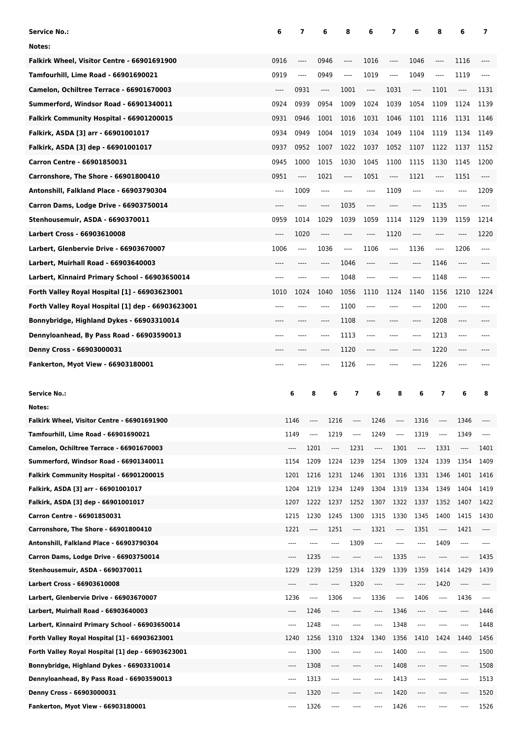| Service No.: | 6 | 7 | 6 | 8 | 6 | 7 | 6 | 8 | 6 | 7 |
|---|---|---|---|---|---|---|---|---|---|---|
| Notes: | | | | | | | | | | |
| Falkirk Wheel, Visitor Centre - 66901691900 | 0916 | ---- | 0946 | ---- | 1016 | ---- | 1046 | ---- | 1116 | ---- |
| Tamfourhill, Lime Road - 66901690021 | 0919 | ---- | 0949 | ---- | 1019 | ---- | 1049 | ---- | 1119 | ---- |
| Camelon, Ochiltree Terrace - 66901670003 | ---- | 0931 | ---- | 1001 | ---- | 1031 | ---- | 1101 | ---- | 1131 |
| Summerford, Windsor Road - 66901340011 | 0924 | 0939 | 0954 | 1009 | 1024 | 1039 | 1054 | 1109 | 1124 | 1139 |
| Falkirk Community Hospital - 66901200015 | 0931 | 0946 | 1001 | 1016 | 1031 | 1046 | 1101 | 1116 | 1131 | 1146 |
| Falkirk, ASDA [3] arr - 66901001017 | 0934 | 0949 | 1004 | 1019 | 1034 | 1049 | 1104 | 1119 | 1134 | 1149 |
| Falkirk, ASDA [3] dep - 66901001017 | 0937 | 0952 | 1007 | 1022 | 1037 | 1052 | 1107 | 1122 | 1137 | 1152 |
| Carron Centre - 66901850031 | 0945 | 1000 | 1015 | 1030 | 1045 | 1100 | 1115 | 1130 | 1145 | 1200 |
| Carronshore, The Shore - 66901800410 | 0951 | ---- | 1021 | ---- | 1051 | ---- | 1121 | ---- | 1151 | ---- |
| Antonshill, Falkland Place - 66903790304 | ---- | 1009 | ---- | ---- | ---- | 1109 | ---- | ---- | ---- | 1209 |
| Carron Dams, Lodge Drive - 66903750014 | ---- | ---- | ---- | 1035 | ---- | ---- | ---- | 1135 | ---- | ---- |
| Stenhousemuir, ASDA - 6690370011 | 0959 | 1014 | 1029 | 1039 | 1059 | 1114 | 1129 | 1139 | 1159 | 1214 |
| Larbert Cross - 66903610008 | ---- | 1020 | ---- | ---- | ---- | 1120 | ---- | ---- | ---- | 1220 |
| Larbert, Glenbervie Drive - 66903670007 | 1006 | ---- | 1036 | ---- | 1106 | ---- | 1136 | ---- | 1206 | ---- |
| Larbert, Muirhall Road - 66903640003 | ---- | ---- | ---- | 1046 | ---- | ---- | ---- | 1146 | ---- | ---- |
| Larbert, Kinnaird Primary School - 66903650014 | ---- | ---- | ---- | 1048 | ---- | ---- | ---- | 1148 | ---- | ---- |
| Forth Valley Royal Hospital [1] - 66903623001 | 1010 | 1024 | 1040 | 1056 | 1110 | 1124 | 1140 | 1156 | 1210 | 1224 |
| Forth Valley Royal Hospital [1] dep - 66903623001 | ---- | ---- | ---- | 1100 | ---- | ---- | ---- | 1200 | ---- | ---- |
| Bonnybridge, Highland Dykes - 66903310014 | ---- | ---- | ---- | 1108 | ---- | ---- | ---- | 1208 | ---- | ---- |
| Dennyloanhead, By Pass Road - 66903590013 | ---- | ---- | ---- | 1113 | ---- | ---- | ---- | 1213 | ---- | ---- |
| Denny Cross - 66903000031 | ---- | ---- | ---- | 1120 | ---- | ---- | ---- | 1220 | ---- | ---- |
| Fankerton, Myot View - 66903180001 | ---- | ---- | ---- | 1126 | ---- | ---- | ---- | 1226 | ---- | ---- |

| Service No.: | 6 | 8 | 6 | 7 | 6 | 8 | 6 | 7 | 6 | 8 |
|---|---|---|---|---|---|---|---|---|---|---|
| Notes: | | | | | | | | | | |
| Falkirk Wheel, Visitor Centre - 66901691900 | 1146 | ---- | 1216 | ---- | 1246 | ---- | 1316 | ---- | 1346 | ---- |
| Tamfourhill, Lime Road - 66901690021 | 1149 | ---- | 1219 | ---- | 1249 | ---- | 1319 | ---- | 1349 | ---- |
| Camelon, Ochiltree Terrace - 66901670003 | ---- | 1201 | ---- | 1231 | ---- | 1301 | ---- | 1331 | ---- | 1401 |
| Summerford, Windsor Road - 66901340011 | 1154 | 1209 | 1224 | 1239 | 1254 | 1309 | 1324 | 1339 | 1354 | 1409 |
| Falkirk Community Hospital - 66901200015 | 1201 | 1216 | 1231 | 1246 | 1301 | 1316 | 1331 | 1346 | 1401 | 1416 |
| Falkirk, ASDA [3] arr - 66901001017 | 1204 | 1219 | 1234 | 1249 | 1304 | 1319 | 1334 | 1349 | 1404 | 1419 |
| Falkirk, ASDA [3] dep - 66901001017 | 1207 | 1222 | 1237 | 1252 | 1307 | 1322 | 1337 | 1352 | 1407 | 1422 |
| Carron Centre - 66901850031 | 1215 | 1230 | 1245 | 1300 | 1315 | 1330 | 1345 | 1400 | 1415 | 1430 |
| Carronshore, The Shore - 66901800410 | 1221 | ---- | 1251 | ---- | 1321 | ---- | 1351 | ---- | 1421 | ---- |
| Antonshill, Falkland Place - 66903790304 | ---- | ---- | ---- | 1309 | ---- | ---- | ---- | 1409 | ---- | ---- |
| Carron Dams, Lodge Drive - 66903750014 | ---- | 1235 | ---- | ---- | ---- | 1335 | ---- | ---- | ---- | 1435 |
| Stenhousemuir, ASDA - 6690370011 | 1229 | 1239 | 1259 | 1314 | 1329 | 1339 | 1359 | 1414 | 1429 | 1439 |
| Larbert Cross - 66903610008 | ---- | ---- | ---- | 1320 | ---- | ---- | ---- | 1420 | ---- | ---- |
| Larbert, Glenbervie Drive - 66903670007 | 1236 | ---- | 1306 | ---- | 1336 | ---- | 1406 | ---- | 1436 | ---- |
| Larbert, Muirhall Road - 66903640003 | ---- | 1246 | ---- | ---- | ---- | 1346 | ---- | ---- | ---- | 1446 |
| Larbert, Kinnaird Primary School - 66903650014 | ---- | 1248 | ---- | ---- | ---- | 1348 | ---- | ---- | ---- | 1448 |
| Forth Valley Royal Hospital [1] - 66903623001 | 1240 | 1256 | 1310 | 1324 | 1340 | 1356 | 1410 | 1424 | 1440 | 1456 |
| Forth Valley Royal Hospital [1] dep - 66903623001 | ---- | 1300 | ---- | ---- | ---- | 1400 | ---- | ---- | ---- | 1500 |
| Bonnybridge, Highland Dykes - 66903310014 | ---- | 1308 | ---- | ---- | ---- | 1408 | ---- | ---- | ---- | 1508 |
| Dennyloanhead, By Pass Road - 66903590013 | ---- | 1313 | ---- | ---- | ---- | 1413 | ---- | ---- | ---- | 1513 |
| Denny Cross - 66903000031 | ---- | 1320 | ---- | ---- | ---- | 1420 | ---- | ---- | ---- | 1520 |
| Fankerton, Myot View - 66903180001 | ---- | 1326 | ---- | ---- | ---- | 1426 | ---- | ---- | ---- | 1526 |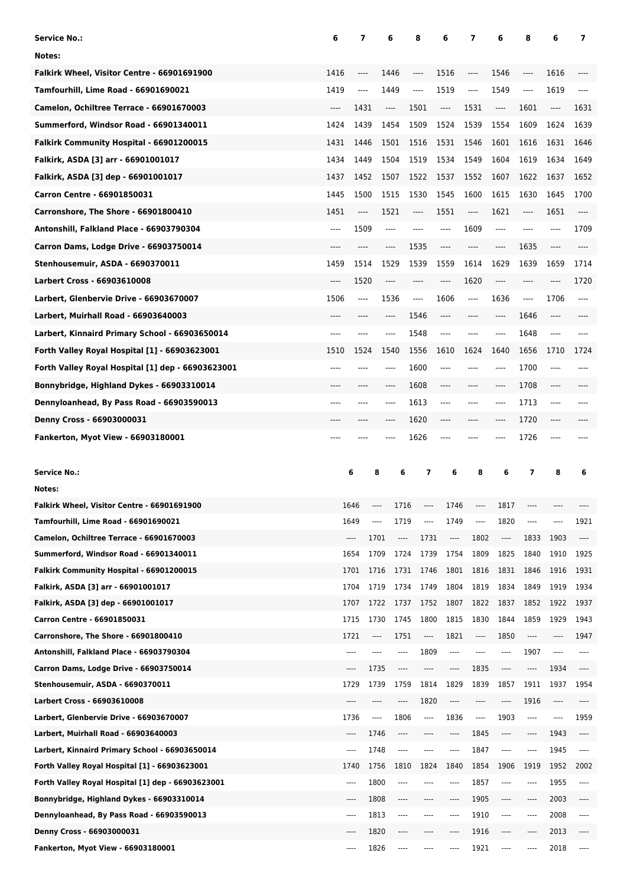| Service No.: | 6 | 7 | 6 | 8 | 6 | 7 | 6 | 8 | 6 | 7 |
|---|---|---|---|---|---|---|---|---|---|---|
| Notes: | | | | | | | | | | |
| Falkirk Wheel, Visitor Centre - 66901691900 | 1416 | ---- | 1446 | ---- | 1516 | ---- | 1546 | ---- | 1616 | ---- |
| Tamfourhill, Lime Road - 66901690021 | 1419 | ---- | 1449 | ---- | 1519 | ---- | 1549 | ---- | 1619 | ---- |
| Camelon, Ochiltree Terrace - 66901670003 | ---- | 1431 | ---- | 1501 | ---- | 1531 | ---- | 1601 | ---- | 1631 |
| Summerford, Windsor Road - 66901340011 | 1424 | 1439 | 1454 | 1509 | 1524 | 1539 | 1554 | 1609 | 1624 | 1639 |
| Falkirk Community Hospital - 66901200015 | 1431 | 1446 | 1501 | 1516 | 1531 | 1546 | 1601 | 1616 | 1631 | 1646 |
| Falkirk, ASDA [3] arr - 66901001017 | 1434 | 1449 | 1504 | 1519 | 1534 | 1549 | 1604 | 1619 | 1634 | 1649 |
| Falkirk, ASDA [3] dep - 66901001017 | 1437 | 1452 | 1507 | 1522 | 1537 | 1552 | 1607 | 1622 | 1637 | 1652 |
| Carron Centre - 66901850031 | 1445 | 1500 | 1515 | 1530 | 1545 | 1600 | 1615 | 1630 | 1645 | 1700 |
| Carronshore, The Shore - 66901800410 | 1451 | ---- | 1521 | ---- | 1551 | ---- | 1621 | ---- | 1651 | ---- |
| Antonshill, Falkland Place - 66903790304 | ---- | 1509 | ---- | ---- | ---- | 1609 | ---- | ---- | ---- | 1709 |
| Carron Dams, Lodge Drive - 66903750014 | ---- | ---- | ---- | 1535 | ---- | ---- | ---- | 1635 | ---- | ---- |
| Stenhousemuir, ASDA - 6690370011 | 1459 | 1514 | 1529 | 1539 | 1559 | 1614 | 1629 | 1639 | 1659 | 1714 |
| Larbert Cross - 66903610008 | ---- | 1520 | ---- | ---- | ---- | 1620 | ---- | ---- | ---- | 1720 |
| Larbert, Glenbervie Drive - 66903670007 | 1506 | ---- | 1536 | ---- | 1606 | ---- | 1636 | ---- | 1706 | ---- |
| Larbert, Muirhall Road - 66903640003 | ---- | ---- | ---- | 1546 | ---- | ---- | ---- | 1646 | ---- | ---- |
| Larbert, Kinnaird Primary School - 66903650014 | ---- | ---- | ---- | 1548 | ---- | ---- | ---- | 1648 | ---- | ---- |
| Forth Valley Royal Hospital [1] - 66903623001 | 1510 | 1524 | 1540 | 1556 | 1610 | 1624 | 1640 | 1656 | 1710 | 1724 |
| Forth Valley Royal Hospital [1] dep - 66903623001 | ---- | ---- | ---- | 1600 | ---- | ---- | ---- | 1700 | ---- | ---- |
| Bonnybridge, Highland Dykes - 66903310014 | ---- | ---- | ---- | 1608 | ---- | ---- | ---- | 1708 | ---- | ---- |
| Dennyloanhead, By Pass Road - 66903590013 | ---- | ---- | ---- | 1613 | ---- | ---- | ---- | 1713 | ---- | ---- |
| Denny Cross - 66903000031 | ---- | ---- | ---- | 1620 | ---- | ---- | ---- | 1720 | ---- | ---- |
| Fankerton, Myot View - 66903180001 | ---- | ---- | ---- | 1626 | ---- | ---- | ---- | 1726 | ---- | ---- |

| Service No.: | 6 | 8 | 6 | 7 | 6 | 8 | 6 | 7 | 8 | 6 |
|---|---|---|---|---|---|---|---|---|---|---|
| Notes: | | | | | | | | | | |
| Falkirk Wheel, Visitor Centre - 66901691900 | 1646 | ---- | 1716 | ---- | 1746 | ---- | 1817 | ---- | ---- | ---- |
| Tamfourhill, Lime Road - 66901690021 | 1649 | ---- | 1719 | ---- | 1749 | ---- | 1820 | ---- | ---- | 1921 |
| Camelon, Ochiltree Terrace - 66901670003 | ---- | 1701 | ---- | 1731 | ---- | 1802 | ---- | 1833 | 1903 | ---- |
| Summerford, Windsor Road - 66901340011 | 1654 | 1709 | 1724 | 1739 | 1754 | 1809 | 1825 | 1840 | 1910 | 1925 |
| Falkirk Community Hospital - 66901200015 | 1701 | 1716 | 1731 | 1746 | 1801 | 1816 | 1831 | 1846 | 1916 | 1931 |
| Falkirk, ASDA [3] arr - 66901001017 | 1704 | 1719 | 1734 | 1749 | 1804 | 1819 | 1834 | 1849 | 1919 | 1934 |
| Falkirk, ASDA [3] dep - 66901001017 | 1707 | 1722 | 1737 | 1752 | 1807 | 1822 | 1837 | 1852 | 1922 | 1937 |
| Carron Centre - 66901850031 | 1715 | 1730 | 1745 | 1800 | 1815 | 1830 | 1844 | 1859 | 1929 | 1943 |
| Carronshore, The Shore - 66901800410 | 1721 | ---- | 1751 | ---- | 1821 | ---- | 1850 | ---- | ---- | 1947 |
| Antonshill, Falkland Place - 66903790304 | ---- | ---- | ---- | 1809 | ---- | ---- | ---- | 1907 | ---- | ---- |
| Carron Dams, Lodge Drive - 66903750014 | ---- | 1735 | ---- | ---- | ---- | 1835 | ---- | ---- | 1934 | ---- |
| Stenhousemuir, ASDA - 6690370011 | 1729 | 1739 | 1759 | 1814 | 1829 | 1839 | 1857 | 1911 | 1937 | 1954 |
| Larbert Cross - 66903610008 | ---- | ---- | ---- | 1820 | ---- | ---- | ---- | 1916 | ---- | ---- |
| Larbert, Glenbervie Drive - 66903670007 | 1736 | ---- | 1806 | ---- | 1836 | ---- | 1903 | ---- | ---- | 1959 |
| Larbert, Muirhall Road - 66903640003 | ---- | 1746 | ---- | ---- | ---- | 1845 | ---- | ---- | 1943 | ---- |
| Larbert, Kinnaird Primary School - 66903650014 | ---- | 1748 | ---- | ---- | ---- | 1847 | ---- | ---- | 1945 | ---- |
| Forth Valley Royal Hospital [1] - 66903623001 | 1740 | 1756 | 1810 | 1824 | 1840 | 1854 | 1906 | 1919 | 1952 | 2002 |
| Forth Valley Royal Hospital [1] dep - 66903623001 | ---- | 1800 | ---- | ---- | ---- | 1857 | ---- | ---- | 1955 | ---- |
| Bonnybridge, Highland Dykes - 66903310014 | ---- | 1808 | ---- | ---- | ---- | 1905 | ---- | ---- | 2003 | ---- |
| Dennyloanhead, By Pass Road - 66903590013 | ---- | 1813 | ---- | ---- | ---- | 1910 | ---- | ---- | 2008 | ---- |
| Denny Cross - 66903000031 | ---- | 1820 | ---- | ---- | ---- | 1916 | ---- | ---- | 2013 | ---- |
| Fankerton, Myot View - 66903180001 | ---- | 1826 | ---- | ---- | ---- | 1921 | ---- | ---- | 2018 | ---- |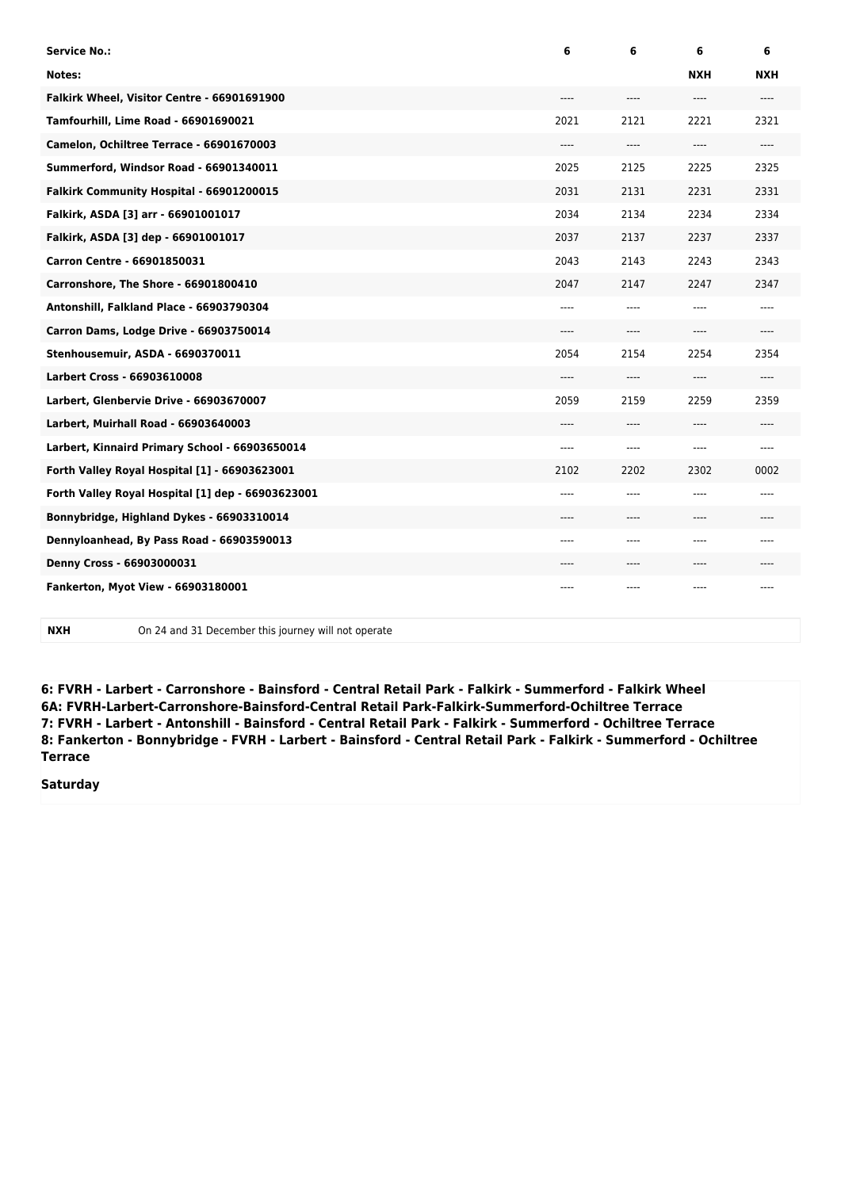| Service No.: | 6 | 6 | 6 | 6 |
|---|---|---|---|---|
| Notes: | | | NXH | NXH |
| Falkirk Wheel, Visitor Centre - 66901691900 | ---- | ---- | ---- | ---- |
| Tamfourhill, Lime Road - 66901690021 | 2021 | 2121 | 2221 | 2321 |
| Camelon, Ochiltree Terrace - 66901670003 | ---- | ---- | ---- | ---- |
| Summerford, Windsor Road - 66901340011 | 2025 | 2125 | 2225 | 2325 |
| Falkirk Community Hospital - 66901200015 | 2031 | 2131 | 2231 | 2331 |
| Falkirk, ASDA [3] arr - 66901001017 | 2034 | 2134 | 2234 | 2334 |
| Falkirk, ASDA [3] dep - 66901001017 | 2037 | 2137 | 2237 | 2337 |
| Carron Centre - 66901850031 | 2043 | 2143 | 2243 | 2343 |
| Carronshore, The Shore - 66901800410 | 2047 | 2147 | 2247 | 2347 |
| Antonshill, Falkland Place - 66903790304 | ---- | ---- | ---- | ---- |
| Carron Dams, Lodge Drive - 66903750014 | ---- | ---- | ---- | ---- |
| Stenhousemuir, ASDA - 6690370011 | 2054 | 2154 | 2254 | 2354 |
| Larbert Cross - 66903610008 | ---- | ---- | ---- | ---- |
| Larbert, Glenbervie Drive - 66903670007 | 2059 | 2159 | 2259 | 2359 |
| Larbert, Muirhall Road - 66903640003 | ---- | ---- | ---- | ---- |
| Larbert, Kinnaird Primary School - 66903650014 | ---- | ---- | ---- | ---- |
| Forth Valley Royal Hospital [1] - 66903623001 | 2102 | 2202 | 2302 | 0002 |
| Forth Valley Royal Hospital [1] dep - 66903623001 | ---- | ---- | ---- | ---- |
| Bonnybridge, Highland Dykes - 66903310014 | ---- | ---- | ---- | ---- |
| Dennyloanhead, By Pass Road - 66903590013 | ---- | ---- | ---- | ---- |
| Denny Cross - 66903000031 | ---- | ---- | ---- | ---- |
| Fankerton, Myot View - 66903180001 | ---- | ---- | ---- | ---- |

| NXH | On 24 and 31 December this journey will not operate |
|---|---|

**6: FVRH - Larbert - Carronshore - Bainsford - Central Retail Park - Falkirk - Summerford - Falkirk Wheel**
**6A: FVRH-Larbert-Carronshore-Bainsford-Central Retail Park-Falkirk-Summerford-Ochiltree Terrace**
**7: FVRH - Larbert - Antonshill - Bainsford - Central Retail Park - Falkirk - Summerford - Ochiltree Terrace**
**8: Fankerton - Bonnybridge - FVRH - Larbert - Bainsford - Central Retail Park - Falkirk - Summerford - Ochiltree Terrace**

**Saturday**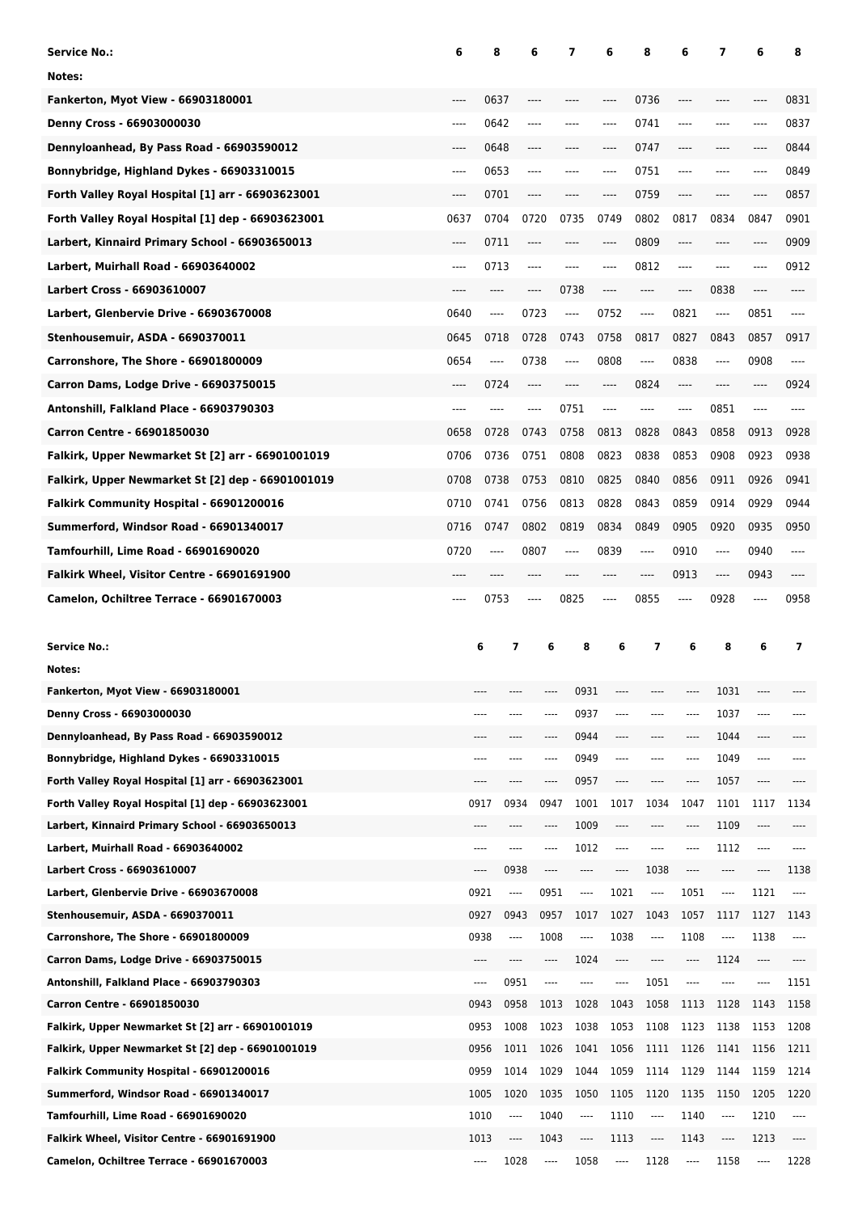| Service No.: | 6 | 8 | 6 | 7 | 6 | 8 | 6 | 7 | 6 | 8 |
|---|---|---|---|---|---|---|---|---|---|---|
| Notes: | | | | | | | | | | |
| Fankerton, Myot View - 66903180001 | ---- | 0637 | ---- | ---- | ---- | 0736 | ---- | ---- | ---- | 0831 |
| Denny Cross - 66903000030 | ---- | 0642 | ---- | ---- | ---- | 0741 | ---- | ---- | ---- | 0837 |
| Dennyloanhead, By Pass Road - 66903590012 | ---- | 0648 | ---- | ---- | ---- | 0747 | ---- | ---- | ---- | 0844 |
| Bonnybridge, Highland Dykes - 66903310015 | ---- | 0653 | ---- | ---- | ---- | 0751 | ---- | ---- | ---- | 0849 |
| Forth Valley Royal Hospital [1] arr - 66903623001 | ---- | 0701 | ---- | ---- | ---- | 0759 | ---- | ---- | ---- | 0857 |
| Forth Valley Royal Hospital [1] dep - 66903623001 | 0637 | 0704 | 0720 | 0735 | 0749 | 0802 | 0817 | 0834 | 0847 | 0901 |
| Larbert, Kinnaird Primary School - 66903650013 | ---- | 0711 | ---- | ---- | ---- | 0809 | ---- | ---- | ---- | 0909 |
| Larbert, Muirhall Road - 66903640002 | ---- | 0713 | ---- | ---- | ---- | 0812 | ---- | ---- | ---- | 0912 |
| Larbert Cross - 66903610007 | ---- | ---- | ---- | 0738 | ---- | ---- | ---- | 0838 | ---- | ---- |
| Larbert, Glenbervie Drive - 66903670008 | 0640 | ---- | 0723 | ---- | 0752 | ---- | 0821 | ---- | 0851 | ---- |
| Stenhousemuir, ASDA - 6690370011 | 0645 | 0718 | 0728 | 0743 | 0758 | 0817 | 0827 | 0843 | 0857 | 0917 |
| Carronshore, The Shore - 66901800009 | 0654 | ---- | 0738 | ---- | 0808 | ---- | 0838 | ---- | 0908 | ---- |
| Carron Dams, Lodge Drive - 66903750015 | ---- | 0724 | ---- | ---- | ---- | 0824 | ---- | ---- | ---- | 0924 |
| Antonshill, Falkland Place - 66903790303 | ---- | ---- | ---- | 0751 | ---- | ---- | ---- | 0851 | ---- | ---- |
| Carron Centre - 66901850030 | 0658 | 0728 | 0743 | 0758 | 0813 | 0828 | 0843 | 0858 | 0913 | 0928 |
| Falkirk, Upper Newmarket St [2] arr - 66901001019 | 0706 | 0736 | 0751 | 0808 | 0823 | 0838 | 0853 | 0908 | 0923 | 0938 |
| Falkirk, Upper Newmarket St [2] dep - 66901001019 | 0708 | 0738 | 0753 | 0810 | 0825 | 0840 | 0856 | 0911 | 0926 | 0941 |
| Falkirk Community Hospital - 66901200016 | 0710 | 0741 | 0756 | 0813 | 0828 | 0843 | 0859 | 0914 | 0929 | 0944 |
| Summerford, Windsor Road - 66901340017 | 0716 | 0747 | 0802 | 0819 | 0834 | 0849 | 0905 | 0920 | 0935 | 0950 |
| Tamfourhill, Lime Road - 66901690020 | 0720 | ---- | 0807 | ---- | 0839 | ---- | 0910 | ---- | 0940 | ---- |
| Falkirk Wheel, Visitor Centre - 66901691900 | ---- | ---- | ---- | ---- | ---- | ---- | 0913 | ---- | 0943 | ---- |
| Camelon, Ochiltree Terrace - 66901670003 | ---- | 0753 | ---- | 0825 | ---- | 0855 | ---- | 0928 | ---- | 0958 |

| Service No.: | 6 | 7 | 6 | 8 | 6 | 7 | 6 | 8 | 6 | 7 |
|---|---|---|---|---|---|---|---|---|---|---|
| Notes: | | | | | | | | | | |
| Fankerton, Myot View - 66903180001 | ---- | ---- | ---- | 0931 | ---- | ---- | ---- | 1031 | ---- | ---- |
| Denny Cross - 66903000030 | ---- | ---- | ---- | 0937 | ---- | ---- | ---- | 1037 | ---- | ---- |
| Dennyloanhead, By Pass Road - 66903590012 | ---- | ---- | ---- | 0944 | ---- | ---- | ---- | 1044 | ---- | ---- |
| Bonnybridge, Highland Dykes - 66903310015 | ---- | ---- | ---- | 0949 | ---- | ---- | ---- | 1049 | ---- | ---- |
| Forth Valley Royal Hospital [1] arr - 66903623001 | ---- | ---- | ---- | 0957 | ---- | ---- | ---- | 1057 | ---- | ---- |
| Forth Valley Royal Hospital [1] dep - 66903623001 | 0917 | 0934 | 0947 | 1001 | 1017 | 1034 | 1047 | 1101 | 1117 | 1134 |
| Larbert, Kinnaird Primary School - 66903650013 | ---- | ---- | ---- | 1009 | ---- | ---- | ---- | 1109 | ---- | ---- |
| Larbert, Muirhall Road - 66903640002 | ---- | ---- | ---- | 1012 | ---- | ---- | ---- | 1112 | ---- | ---- |
| Larbert Cross - 66903610007 | ---- | 0938 | ---- | ---- | ---- | 1038 | ---- | ---- | ---- | 1138 |
| Larbert, Glenbervie Drive - 66903670008 | 0921 | ---- | 0951 | ---- | 1021 | ---- | 1051 | ---- | 1121 | ---- |
| Stenhousemuir, ASDA - 6690370011 | 0927 | 0943 | 0957 | 1017 | 1027 | 1043 | 1057 | 1117 | 1127 | 1143 |
| Carronshore, The Shore - 66901800009 | 0938 | ---- | 1008 | ---- | 1038 | ---- | 1108 | ---- | 1138 | ---- |
| Carron Dams, Lodge Drive - 66903750015 | ---- | ---- | ---- | 1024 | ---- | ---- | ---- | 1124 | ---- | ---- |
| Antonshill, Falkland Place - 66903790303 | ---- | 0951 | ---- | ---- | ---- | 1051 | ---- | ---- | ---- | 1151 |
| Carron Centre - 66901850030 | 0943 | 0958 | 1013 | 1028 | 1043 | 1058 | 1113 | 1128 | 1143 | 1158 |
| Falkirk, Upper Newmarket St [2] arr - 66901001019 | 0953 | 1008 | 1023 | 1038 | 1053 | 1108 | 1123 | 1138 | 1153 | 1208 |
| Falkirk, Upper Newmarket St [2] dep - 66901001019 | 0956 | 1011 | 1026 | 1041 | 1056 | 1111 | 1126 | 1141 | 1156 | 1211 |
| Falkirk Community Hospital - 66901200016 | 0959 | 1014 | 1029 | 1044 | 1059 | 1114 | 1129 | 1144 | 1159 | 1214 |
| Summerford, Windsor Road - 66901340017 | 1005 | 1020 | 1035 | 1050 | 1105 | 1120 | 1135 | 1150 | 1205 | 1220 |
| Tamfourhill, Lime Road - 66901690020 | 1010 | ---- | 1040 | ---- | 1110 | ---- | 1140 | ---- | 1210 | ---- |
| Falkirk Wheel, Visitor Centre - 66901691900 | 1013 | ---- | 1043 | ---- | 1113 | ---- | 1143 | ---- | 1213 | ---- |
| Camelon, Ochiltree Terrace - 66901670003 | ---- | 1028 | ---- | 1058 | ---- | 1128 | ---- | 1158 | ---- | 1228 |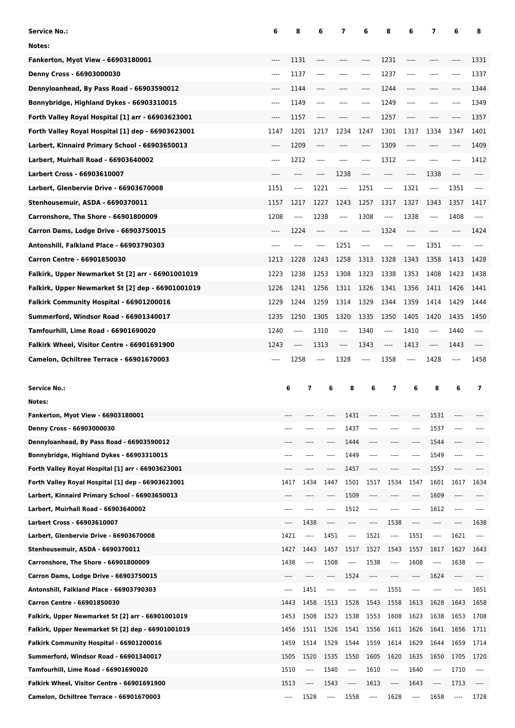| Service No.: | 6 | 8 | 6 | 7 | 6 | 8 | 6 | 7 | 6 | 8 |
|---|---|---|---|---|---|---|---|---|---|---|
| Notes: | | | | | | | | | | |
| Fankerton, Myot View - 66903180001 | ---- | 1131 | ---- | ---- | ---- | 1231 | ---- | ---- | ---- | 1331 |
| Denny Cross - 66903000030 | ---- | 1137 | ---- | ---- | ---- | 1237 | ---- | ---- | ---- | 1337 |
| Dennyloanhead, By Pass Road - 66903590012 | ---- | 1144 | ---- | ---- | ---- | 1244 | ---- | ---- | ---- | 1344 |
| Bonnybridge, Highland Dykes - 66903310015 | ---- | 1149 | ---- | ---- | ---- | 1249 | ---- | ---- | ---- | 1349 |
| Forth Valley Royal Hospital [1] arr - 66903623001 | ---- | 1157 | ---- | ---- | ---- | 1257 | ---- | ---- | ---- | 1357 |
| Forth Valley Royal Hospital [1] dep - 66903623001 | 1147 | 1201 | 1217 | 1234 | 1247 | 1301 | 1317 | 1334 | 1347 | 1401 |
| Larbert, Kinnaird Primary School - 66903650013 | ---- | 1209 | ---- | ---- | ---- | 1309 | ---- | ---- | ---- | 1409 |
| Larbert, Muirhall Road - 66903640002 | ---- | 1212 | ---- | ---- | ---- | 1312 | ---- | ---- | ---- | 1412 |
| Larbert Cross - 66903610007 | ---- | ---- | ---- | 1238 | ---- | ---- | ---- | 1338 | ---- | ---- |
| Larbert, Glenbervie Drive - 66903670008 | 1151 | ---- | 1221 | ---- | 1251 | ---- | 1321 | ---- | 1351 | ---- |
| Stenhousemuir, ASDA - 6690370011 | 1157 | 1217 | 1227 | 1243 | 1257 | 1317 | 1327 | 1343 | 1357 | 1417 |
| Carronshore, The Shore - 66901800009 | 1208 | ---- | 1238 | ---- | 1308 | ---- | 1338 | ---- | 1408 | ---- |
| Carron Dams, Lodge Drive - 66903750015 | ---- | 1224 | ---- | ---- | ---- | 1324 | ---- | ---- | ---- | 1424 |
| Antonshill, Falkland Place - 66903790303 | ---- | ---- | ---- | 1251 | ---- | ---- | ---- | 1351 | ---- | ---- |
| Carron Centre - 66901850030 | 1213 | 1228 | 1243 | 1258 | 1313 | 1328 | 1343 | 1358 | 1413 | 1428 |
| Falkirk, Upper Newmarket St [2] arr - 66901001019 | 1223 | 1238 | 1253 | 1308 | 1323 | 1338 | 1353 | 1408 | 1423 | 1438 |
| Falkirk, Upper Newmarket St [2] dep - 66901001019 | 1226 | 1241 | 1256 | 1311 | 1326 | 1341 | 1356 | 1411 | 1426 | 1441 |
| Falkirk Community Hospital - 66901200016 | 1229 | 1244 | 1259 | 1314 | 1329 | 1344 | 1359 | 1414 | 1429 | 1444 |
| Summerford, Windsor Road - 66901340017 | 1235 | 1250 | 1305 | 1320 | 1335 | 1350 | 1405 | 1420 | 1435 | 1450 |
| Tamfourhill, Lime Road - 66901690020 | 1240 | ---- | 1310 | ---- | 1340 | ---- | 1410 | ---- | 1440 | ---- |
| Falkirk Wheel, Visitor Centre - 66901691900 | 1243 | ---- | 1313 | ---- | 1343 | ---- | 1413 | ---- | 1443 | ---- |
| Camelon, Ochiltree Terrace - 66901670003 | ---- | 1258 | ---- | 1328 | ---- | 1358 | ---- | 1428 | ---- | 1458 |

| Service No.: | 6 | 7 | 6 | 8 | 6 | 7 | 6 | 8 | 6 | 7 |
|---|---|---|---|---|---|---|---|---|---|---|
| Notes: | | | | | | | | | | |
| Fankerton, Myot View - 66903180001 | ---- | ---- | ---- | 1431 | ---- | ---- | ---- | 1531 | ---- | ---- |
| Denny Cross - 66903000030 | ---- | ---- | ---- | 1437 | ---- | ---- | ---- | 1537 | ---- | ---- |
| Dennyloanhead, By Pass Road - 66903590012 | ---- | ---- | ---- | 1444 | ---- | ---- | ---- | 1544 | ---- | ---- |
| Bonnybridge, Highland Dykes - 66903310015 | ---- | ---- | ---- | 1449 | ---- | ---- | ---- | 1549 | ---- | ---- |
| Forth Valley Royal Hospital [1] arr - 66903623001 | ---- | ---- | ---- | 1457 | ---- | ---- | ---- | 1557 | ---- | ---- |
| Forth Valley Royal Hospital [1] dep - 66903623001 | 1417 | 1434 | 1447 | 1501 | 1517 | 1534 | 1547 | 1601 | 1617 | 1634 |
| Larbert, Kinnaird Primary School - 66903650013 | ---- | ---- | ---- | 1509 | ---- | ---- | ---- | 1609 | ---- | ---- |
| Larbert, Muirhall Road - 66903640002 | ---- | ---- | ---- | 1512 | ---- | ---- | ---- | 1612 | ---- | ---- |
| Larbert Cross - 66903610007 | ---- | 1438 | ---- | ---- | ---- | 1538 | ---- | ---- | ---- | 1638 |
| Larbert, Glenbervie Drive - 66903670008 | 1421 | ---- | 1451 | ---- | 1521 | ---- | 1551 | ---- | 1621 | ---- |
| Stenhousemuir, ASDA - 6690370011 | 1427 | 1443 | 1457 | 1517 | 1527 | 1543 | 1557 | 1617 | 1627 | 1643 |
| Carronshore, The Shore - 66901800009 | 1438 | ---- | 1508 | ---- | 1538 | ---- | 1608 | ---- | 1638 | ---- |
| Carron Dams, Lodge Drive - 66903750015 | ---- | ---- | ---- | 1524 | ---- | ---- | ---- | 1624 | ---- | ---- |
| Antonshill, Falkland Place - 66903790303 | ---- | 1451 | ---- | ---- | ---- | 1551 | ---- | ---- | ---- | 1651 |
| Carron Centre - 66901850030 | 1443 | 1458 | 1513 | 1528 | 1543 | 1558 | 1613 | 1628 | 1643 | 1658 |
| Falkirk, Upper Newmarket St [2] arr - 66901001019 | 1453 | 1508 | 1523 | 1538 | 1553 | 1608 | 1623 | 1638 | 1653 | 1708 |
| Falkirk, Upper Newmarket St [2] dep - 66901001019 | 1456 | 1511 | 1526 | 1541 | 1556 | 1611 | 1626 | 1641 | 1656 | 1711 |
| Falkirk Community Hospital - 66901200016 | 1459 | 1514 | 1529 | 1544 | 1559 | 1614 | 1629 | 1644 | 1659 | 1714 |
| Summerford, Windsor Road - 66901340017 | 1505 | 1520 | 1535 | 1550 | 1605 | 1620 | 1635 | 1650 | 1705 | 1720 |
| Tamfourhill, Lime Road - 66901690020 | 1510 | ---- | 1540 | ---- | 1610 | ---- | 1640 | ---- | 1710 | ---- |
| Falkirk Wheel, Visitor Centre - 66901691900 | 1513 | ---- | 1543 | ---- | 1613 | ---- | 1643 | ---- | 1713 | ---- |
| Camelon, Ochiltree Terrace - 66901670003 | ---- | 1528 | ---- | 1558 | ---- | 1628 | ---- | 1658 | ---- | 1728 |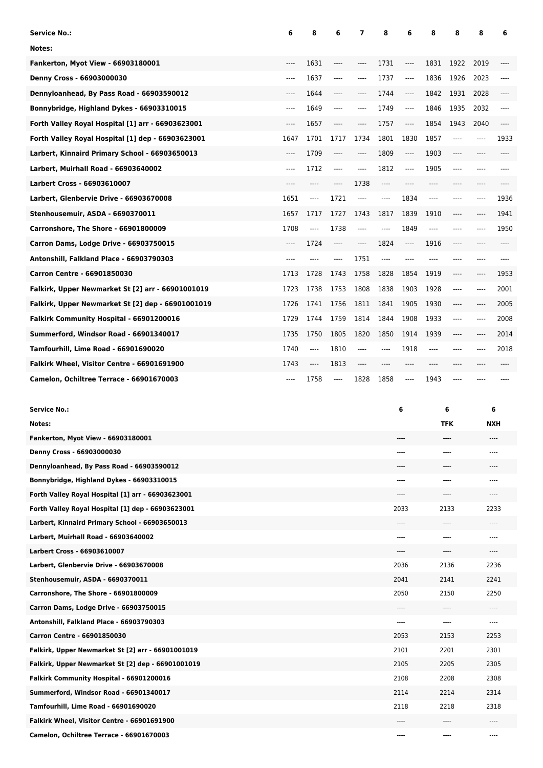| Service No.: | 6 | 8 | 6 | 7 | 8 | 6 | 8 | 8 | 8 | 6 |
|---|---|---|---|---|---|---|---|---|---|---|
| Notes: | | | | | | | | | | |
| Fankerton, Myot View - 66903180001 | ---- | 1631 | ---- | ---- | 1731 | ---- | 1831 | 1922 | 2019 | ---- |
| Denny Cross - 66903000030 | ---- | 1637 | ---- | ---- | 1737 | ---- | 1836 | 1926 | 2023 | ---- |
| Dennyloanhead, By Pass Road - 66903590012 | ---- | 1644 | ---- | ---- | 1744 | ---- | 1842 | 1931 | 2028 | ---- |
| Bonnybridge, Highland Dykes - 66903310015 | ---- | 1649 | ---- | ---- | 1749 | ---- | 1846 | 1935 | 2032 | ---- |
| Forth Valley Royal Hospital [1] arr - 66903623001 | ---- | 1657 | ---- | ---- | 1757 | ---- | 1854 | 1943 | 2040 | ---- |
| Forth Valley Royal Hospital [1] dep - 66903623001 | 1647 | 1701 | 1717 | 1734 | 1801 | 1830 | 1857 | ---- | ---- | 1933 |
| Larbert, Kinnaird Primary School - 66903650013 | ---- | 1709 | ---- | ---- | 1809 | ---- | 1903 | ---- | ---- | ---- |
| Larbert, Muirhall Road - 66903640002 | ---- | 1712 | ---- | ---- | 1812 | ---- | 1905 | ---- | ---- | ---- |
| Larbert Cross - 66903610007 | ---- | ---- | ---- | 1738 | ---- | ---- | ---- | ---- | ---- | ---- |
| Larbert, Glenbervie Drive - 66903670008 | 1651 | ---- | 1721 | ---- | ---- | 1834 | ---- | ---- | ---- | 1936 |
| Stenhousemuir, ASDA - 6690370011 | 1657 | 1717 | 1727 | 1743 | 1817 | 1839 | 1910 | ---- | ---- | 1941 |
| Carronshore, The Shore - 66901800009 | 1708 | ---- | 1738 | ---- | ---- | 1849 | ---- | ---- | ---- | 1950 |
| Carron Dams, Lodge Drive - 66903750015 | ---- | 1724 | ---- | ---- | 1824 | ---- | 1916 | ---- | ---- | ---- |
| Antonshill, Falkland Place - 66903790303 | ---- | ---- | ---- | 1751 | ---- | ---- | ---- | ---- | ---- | ---- |
| Carron Centre - 66901850030 | 1713 | 1728 | 1743 | 1758 | 1828 | 1854 | 1919 | ---- | ---- | 1953 |
| Falkirk, Upper Newmarket St [2] arr - 66901001019 | 1723 | 1738 | 1753 | 1808 | 1838 | 1903 | 1928 | ---- | ---- | 2001 |
| Falkirk, Upper Newmarket St [2] dep - 66901001019 | 1726 | 1741 | 1756 | 1811 | 1841 | 1905 | 1930 | ---- | ---- | 2005 |
| Falkirk Community Hospital - 66901200016 | 1729 | 1744 | 1759 | 1814 | 1844 | 1908 | 1933 | ---- | ---- | 2008 |
| Summerford, Windsor Road - 66901340017 | 1735 | 1750 | 1805 | 1820 | 1850 | 1914 | 1939 | ---- | ---- | 2014 |
| Tamfourhill, Lime Road - 66901690020 | 1740 | ---- | 1810 | ---- | ---- | 1918 | ---- | ---- | ---- | 2018 |
| Falkirk Wheel, Visitor Centre - 66901691900 | 1743 | ---- | 1813 | ---- | ---- | ---- | ---- | ---- | ---- | ---- |
| Camelon, Ochiltree Terrace - 66901670003 | ---- | 1758 | ---- | 1828 | 1858 | ---- | 1943 | ---- | ---- | ---- |

| Service No.: | 6 | 6 | 6 |
|---|---|---|---|
| Notes: | | TFK | NXH |
| Fankerton, Myot View - 66903180001 | ---- | ---- | ---- |
| Denny Cross - 66903000030 | ---- | ---- | ---- |
| Dennyloanhead, By Pass Road - 66903590012 | ---- | ---- | ---- |
| Bonnybridge, Highland Dykes - 66903310015 | ---- | ---- | ---- |
| Forth Valley Royal Hospital [1] arr - 66903623001 | ---- | ---- | ---- |
| Forth Valley Royal Hospital [1] dep - 66903623001 | 2033 | 2133 | 2233 |
| Larbert, Kinnaird Primary School - 66903650013 | ---- | ---- | ---- |
| Larbert, Muirhall Road - 66903640002 | ---- | ---- | ---- |
| Larbert Cross - 66903610007 | ---- | ---- | ---- |
| Larbert, Glenbervie Drive - 66903670008 | 2036 | 2136 | 2236 |
| Stenhousemuir, ASDA - 6690370011 | 2041 | 2141 | 2241 |
| Carronshore, The Shore - 66901800009 | 2050 | 2150 | 2250 |
| Carron Dams, Lodge Drive - 66903750015 | ---- | ---- | ---- |
| Antonshill, Falkland Place - 66903790303 | ---- | ---- | ---- |
| Carron Centre - 66901850030 | 2053 | 2153 | 2253 |
| Falkirk, Upper Newmarket St [2] arr - 66901001019 | 2101 | 2201 | 2301 |
| Falkirk, Upper Newmarket St [2] dep - 66901001019 | 2105 | 2205 | 2305 |
| Falkirk Community Hospital - 66901200016 | 2108 | 2208 | 2308 |
| Summerford, Windsor Road - 66901340017 | 2114 | 2214 | 2314 |
| Tamfourhill, Lime Road - 66901690020 | 2118 | 2218 | 2318 |
| Falkirk Wheel, Visitor Centre - 66901691900 | ---- | ---- | ---- |
| Camelon, Ochiltree Terrace - 66901670003 | ---- | ---- | ---- |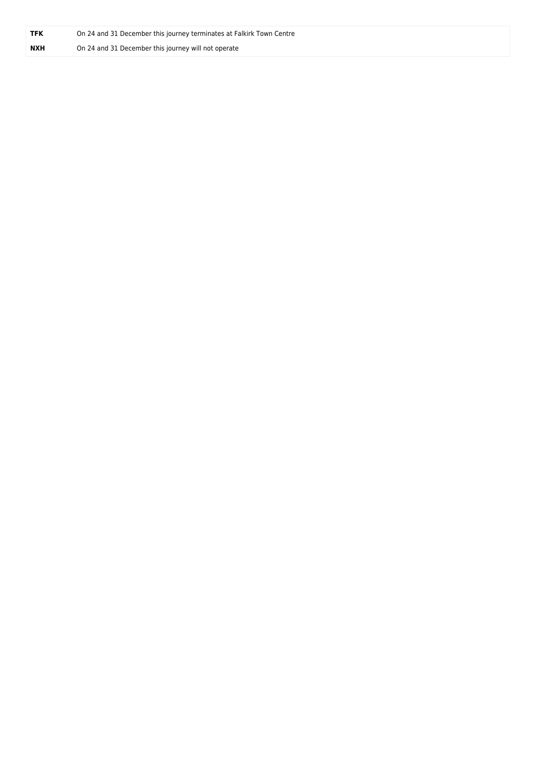| | |
|---|---|
| **TFK** | On 24 and 31 December this journey terminates at Falkirk Town Centre |
| **NXH** | On 24 and 31 December this journey will not operate |